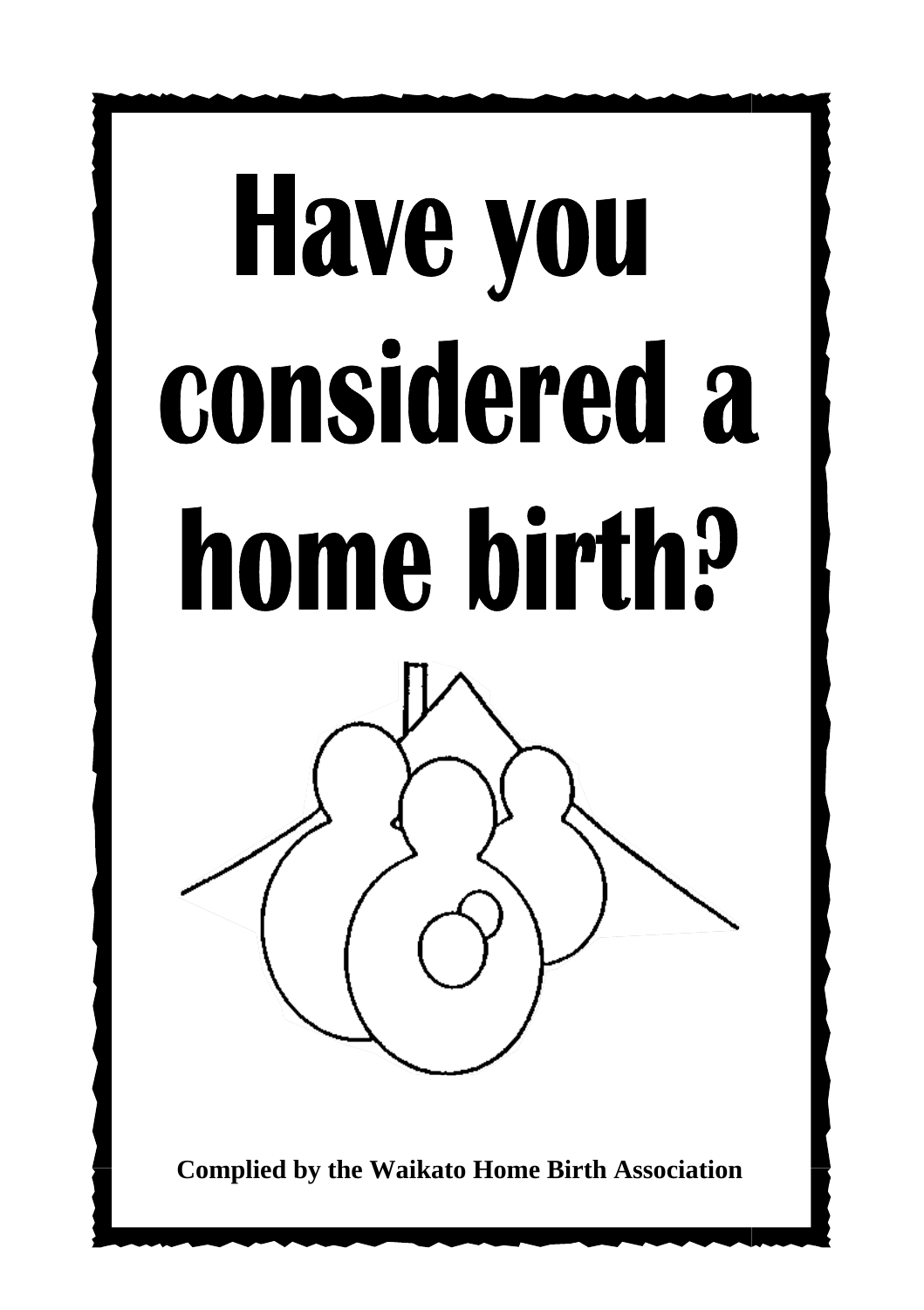# Have you considered a home birth?

**Complied by the Waikato Home Birth Association**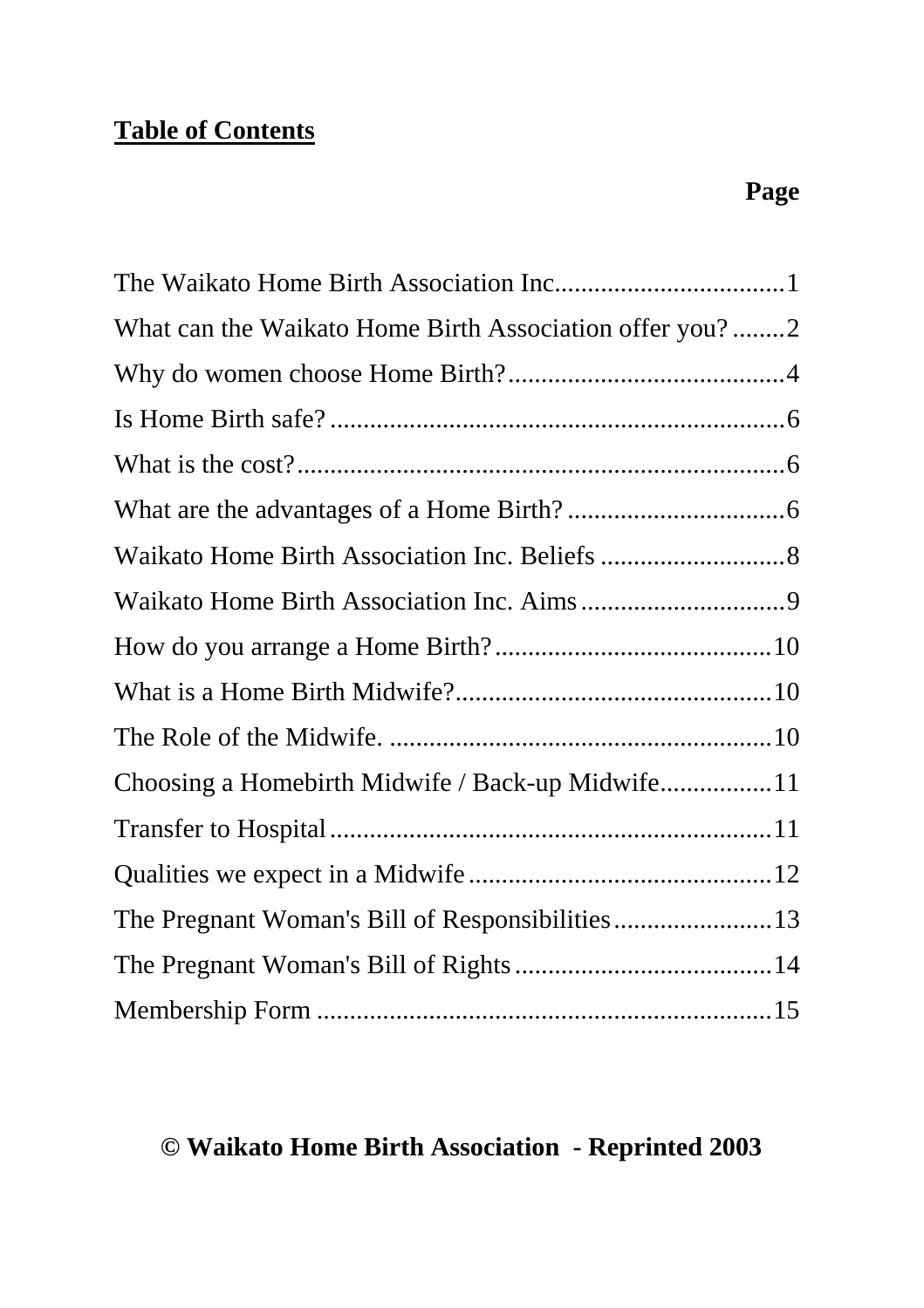## Table of Contents

| | Page |
|---|---|
| The Waikato Home Birth Association Inc. | 1 |
| What can the Waikato Home Birth Association offer you? | 2 |
| Why do women choose Home Birth? | 4 |
| Is Home Birth safe? | 6 |
| What is the cost? | 6 |
| What are the advantages of a Home Birth? | 6 |
| Waikato Home Birth Association Inc. Beliefs | 8 |
| Waikato Home Birth Association Inc. Aims | 9 |
| How do you arrange a Home Birth? | 10 |
| What is a Home Birth Midwife? | 10 |
| The Role of the Midwife. | 10 |
| Choosing a Homebirth Midwife / Back-up Midwife | 11 |
| Transfer to Hospital | 11 |
| Qualities we expect in a Midwife | 12 |
| The Pregnant Woman's Bill of Responsibilities | 13 |
| The Pregnant Woman's Bill of Rights | 14 |
| Membership Form | 15 |

**© Waikato Home Birth Association - Reprinted 2003**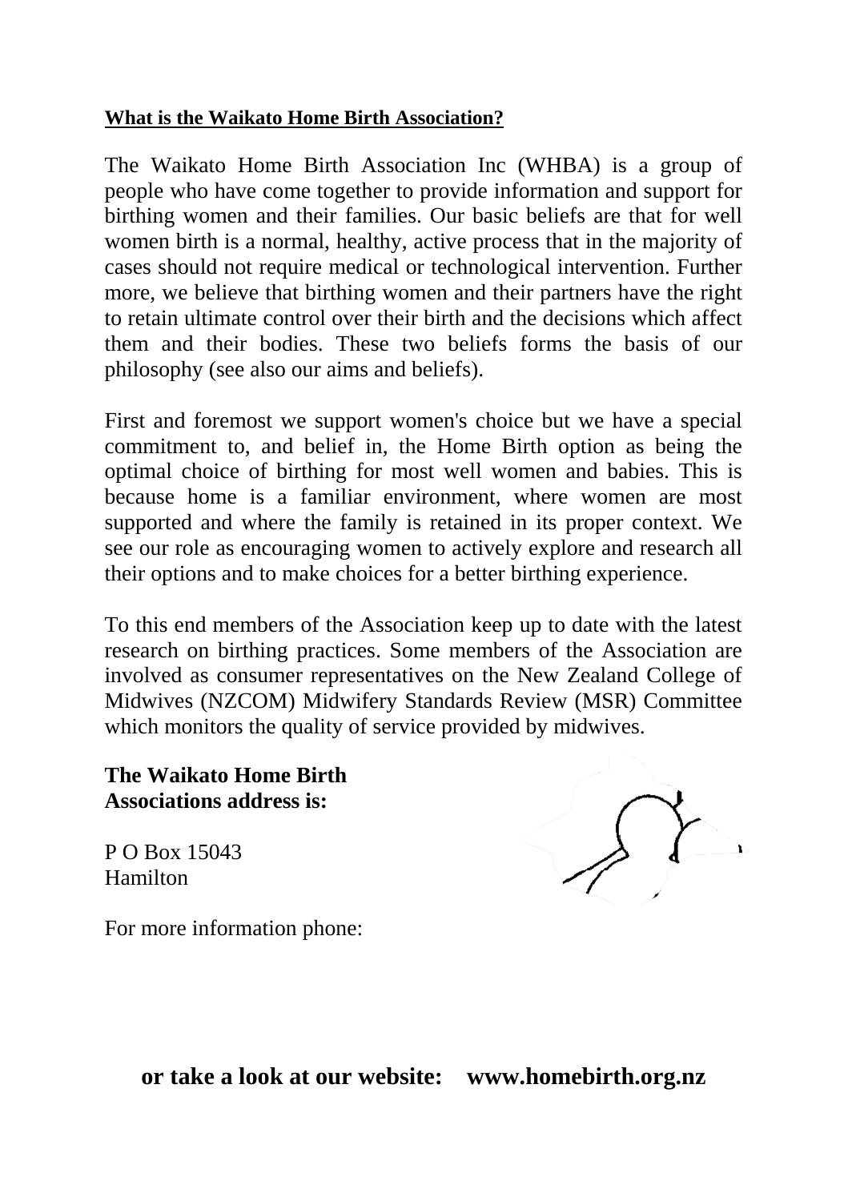**What is the Waikato Home Birth Association?**

The Waikato Home Birth Association Inc (WHBA) is a group of people who have come together to provide information and support for birthing women and their families. Our basic beliefs are that for well women birth is a normal, healthy, active process that in the majority of cases should not require medical or technological intervention. Further more, we believe that birthing women and their partners have the right to retain ultimate control over their birth and the decisions which affect them and their bodies. These two beliefs forms the basis of our philosophy (see also our aims and beliefs).

First and foremost we support women's choice but we have a special commitment to, and belief in, the Home Birth option as being the optimal choice of birthing for most well women and babies. This is because home is a familiar environment, where women are most supported and where the family is retained in its proper context. We see our role as encouraging women to actively explore and research all their options and to make choices for a better birthing experience.

To this end members of the Association keep up to date with the latest research on birthing practices. Some members of the Association are involved as consumer representatives on the New Zealand College of Midwives (NZCOM) Midwifery Standards Review (MSR) Committee which monitors the quality of service provided by midwives.

**The Waikato Home Birth Associations address is:**

P O Box 15043
Hamilton

For more information phone:

**or take a look at our website: www.homebirth.org.nz**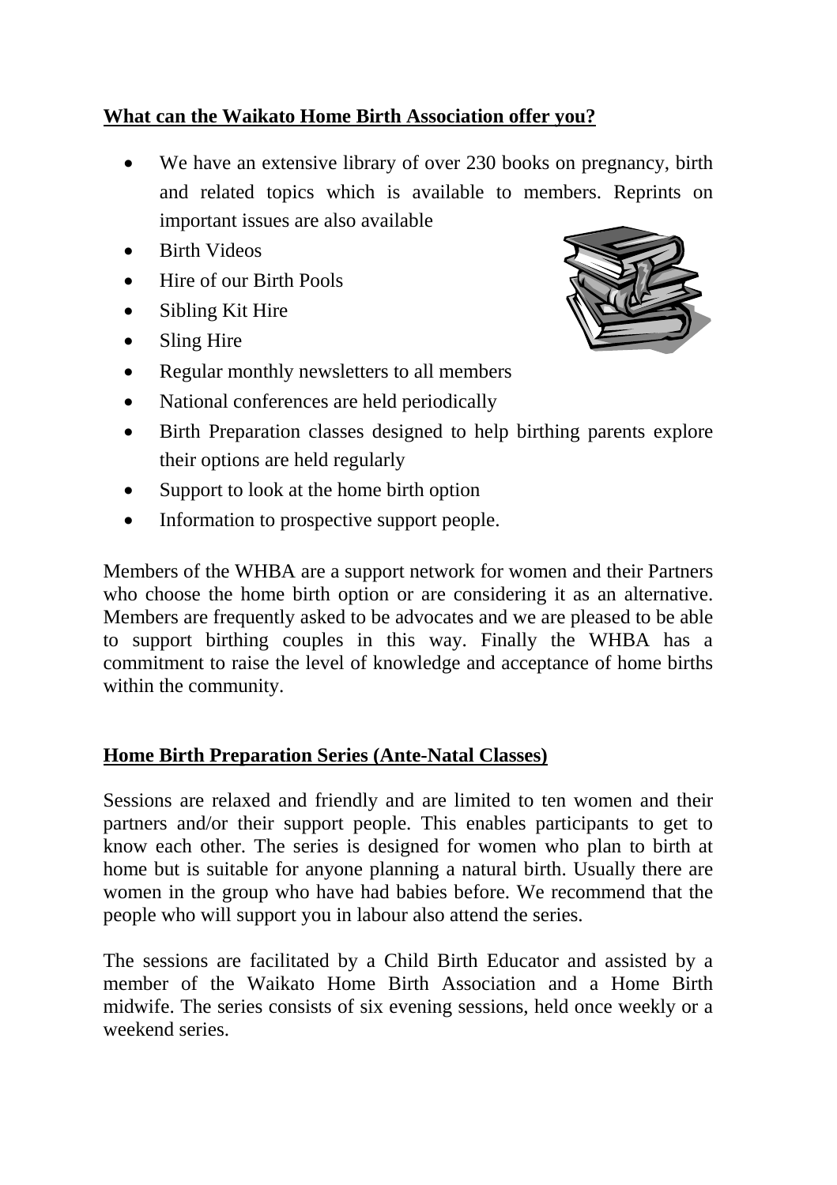## What can the Waikato Home Birth Association offer you?

- We have an extensive library of over 230 books on pregnancy, birth and related topics which is available to members. Reprints on important issues are also available
- Birth Videos
- Hire of our Birth Pools
- Sibling Kit Hire
- Sling Hire
- Regular monthly newsletters to all members
- National conferences are held periodically
- Birth Preparation classes designed to help birthing parents explore their options are held regularly
- Support to look at the home birth option
- Information to prospective support people.

Members of the WHBA are a support network for women and their Partners who choose the home birth option or are considering it as an alternative. Members are frequently asked to be advocates and we are pleased to be able to support birthing couples in this way. Finally the WHBA has a commitment to raise the level of knowledge and acceptance of home births within the community.

## Home Birth Preparation Series (Ante-Natal Classes)

Sessions are relaxed and friendly and are limited to ten women and their partners and/or their support people. This enables participants to get to know each other. The series is designed for women who plan to birth at home but is suitable for anyone planning a natural birth. Usually there are women in the group who have had babies before. We recommend that the people who will support you in labour also attend the series.

The sessions are facilitated by a Child Birth Educator and assisted by a member of the Waikato Home Birth Association and a Home Birth midwife. The series consists of six evening sessions, held once weekly or a weekend series.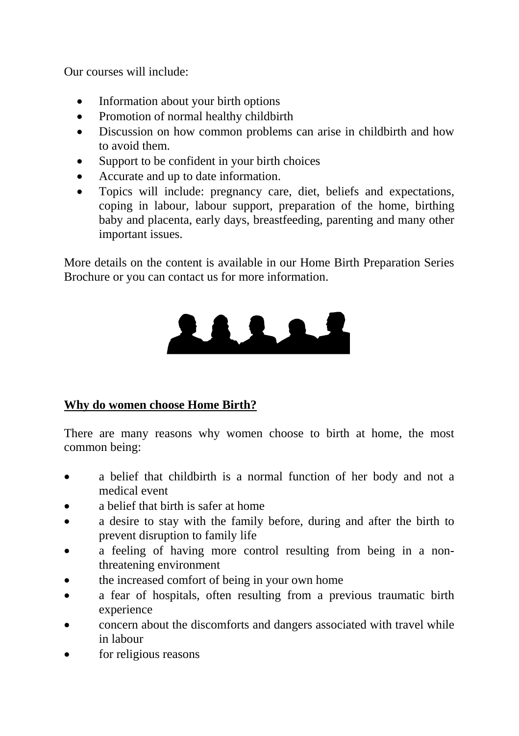Our courses will include:

- Information about your birth options
- Promotion of normal healthy childbirth
- Discussion on how common problems can arise in childbirth and how to avoid them.
- Support to be confident in your birth choices
- Accurate and up to date information.
- Topics will include: pregnancy care, diet, beliefs and expectations, coping in labour, labour support, preparation of the home, birthing baby and placenta, early days, breastfeeding, parenting and many other important issues.

More details on the content is available in our Home Birth Preparation Series Brochure or you can contact us for more information.

## Why do women choose Home Birth?

There are many reasons why women choose to birth at home, the most common being:

- a belief that childbirth is a normal function of her body and not a medical event
- a belief that birth is safer at home
- a desire to stay with the family before, during and after the birth to prevent disruption to family life
- a feeling of having more control resulting from being in a non-threatening environment
- the increased comfort of being in your own home
- a fear of hospitals, often resulting from a previous traumatic birth experience
- concern about the discomforts and dangers associated with travel while in labour
- for religious reasons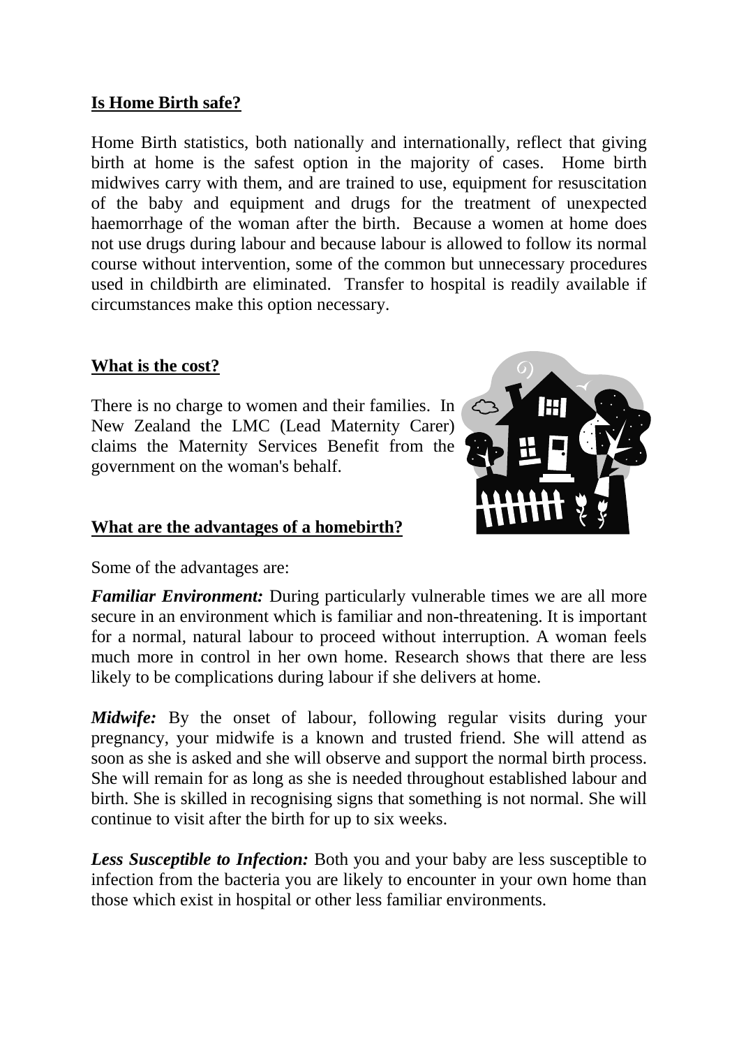**Is Home Birth safe?**

Home Birth statistics, both nationally and internationally, reflect that giving birth at home is the safest option in the majority of cases. Home birth midwives carry with them, and are trained to use, equipment for resuscitation of the baby and equipment and drugs for the treatment of unexpected haemorrhage of the woman after the birth. Because a women at home does not use drugs during labour and because labour is allowed to follow its normal course without intervention, some of the common but unnecessary procedures used in childbirth are eliminated. Transfer to hospital is readily available if circumstances make this option necessary.

**What is the cost?**

There is no charge to women and their families. In New Zealand the LMC (Lead Maternity Carer) claims the Maternity Services Benefit from the government on the woman's behalf.

**What are the advantages of a homebirth?**

Some of the advantages are:

***Familiar Environment:*** During particularly vulnerable times we are all more secure in an environment which is familiar and non-threatening. It is important for a normal, natural labour to proceed without interruption. A woman feels much more in control in her own home. Research shows that there are less likely to be complications during labour if she delivers at home.

***Midwife:*** By the onset of labour, following regular visits during your pregnancy, your midwife is a known and trusted friend. She will attend as soon as she is asked and she will observe and support the normal birth process. She will remain for as long as she is needed throughout established labour and birth. She is skilled in recognising signs that something is not normal. She will continue to visit after the birth for up to six weeks.

***Less Susceptible to Infection:*** Both you and your baby are less susceptible to infection from the bacteria you are likely to encounter in your own home than those which exist in hospital or other less familiar environments.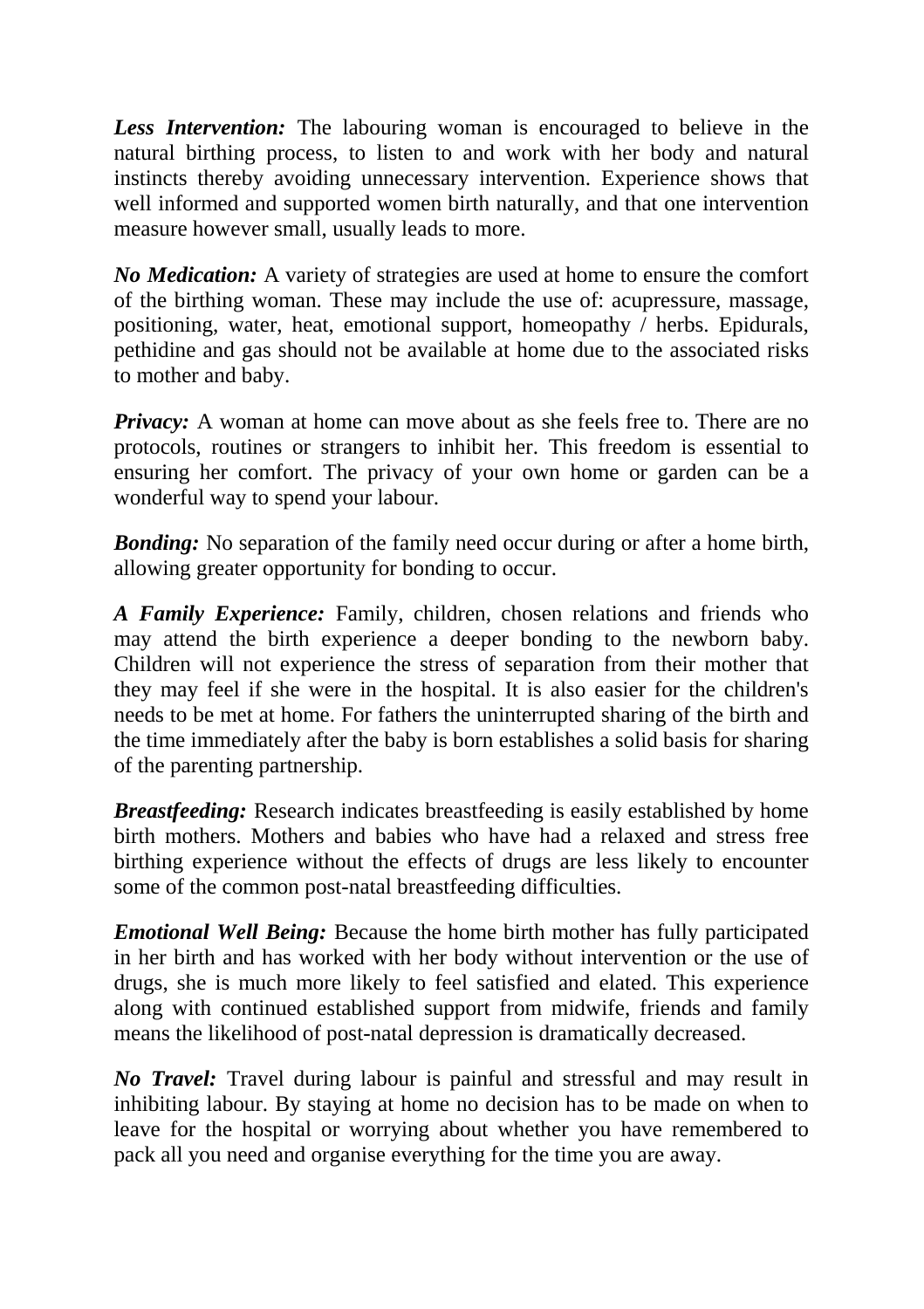***Less Intervention:*** The labouring woman is encouraged to believe in the natural birthing process, to listen to and work with her body and natural instincts thereby avoiding unnecessary intervention. Experience shows that well informed and supported women birth naturally, and that one intervention measure however small, usually leads to more.

***No Medication:*** A variety of strategies are used at home to ensure the comfort of the birthing woman. These may include the use of: acupressure, massage, positioning, water, heat, emotional support, homeopathy / herbs. Epidurals, pethidine and gas should not be available at home due to the associated risks to mother and baby.

***Privacy:*** A woman at home can move about as she feels free to. There are no protocols, routines or strangers to inhibit her. This freedom is essential to ensuring her comfort. The privacy of your own home or garden can be a wonderful way to spend your labour.

***Bonding:*** No separation of the family need occur during or after a home birth, allowing greater opportunity for bonding to occur.

***A Family Experience:*** Family, children, chosen relations and friends who may attend the birth experience a deeper bonding to the newborn baby. Children will not experience the stress of separation from their mother that they may feel if she were in the hospital. It is also easier for the children's needs to be met at home. For fathers the uninterrupted sharing of the birth and the time immediately after the baby is born establishes a solid basis for sharing of the parenting partnership.

***Breastfeeding:*** Research indicates breastfeeding is easily established by home birth mothers. Mothers and babies who have had a relaxed and stress free birthing experience without the effects of drugs are less likely to encounter some of the common post-natal breastfeeding difficulties.

***Emotional Well Being:*** Because the home birth mother has fully participated in her birth and has worked with her body without intervention or the use of drugs, she is much more likely to feel satisfied and elated. This experience along with continued established support from midwife, friends and family means the likelihood of post-natal depression is dramatically decreased.

***No Travel:*** Travel during labour is painful and stressful and may result in inhibiting labour. By staying at home no decision has to be made on when to leave for the hospital or worrying about whether you have remembered to pack all you need and organise everything for the time you are away.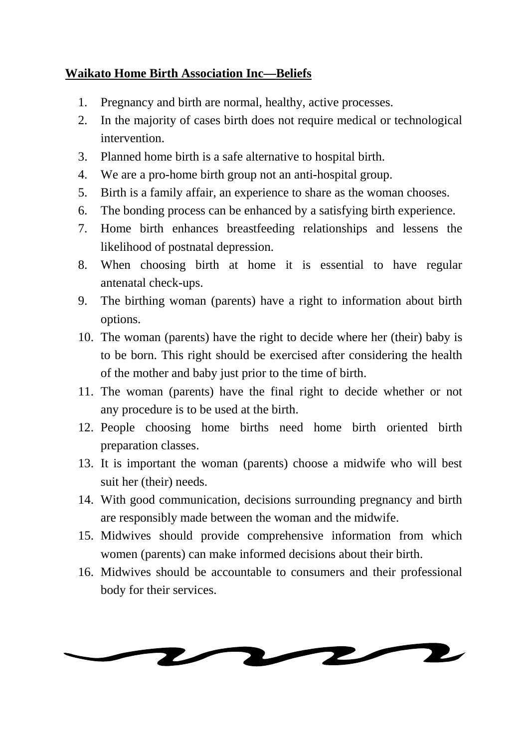**Waikato Home Birth Association Inc—Beliefs**

1. Pregnancy and birth are normal, healthy, active processes.
2. In the majority of cases birth does not require medical or technological intervention.
3. Planned home birth is a safe alternative to hospital birth.
4. We are a pro-home birth group not an anti-hospital group.
5. Birth is a family affair, an experience to share as the woman chooses.
6. The bonding process can be enhanced by a satisfying birth experience.
7. Home birth enhances breastfeeding relationships and lessens the likelihood of postnatal depression.
8. When choosing birth at home it is essential to have regular antenatal check-ups.
9. The birthing woman (parents) have a right to information about birth options.
10. The woman (parents) have the right to decide where her (their) baby is to be born. This right should be exercised after considering the health of the mother and baby just prior to the time of birth.
11. The woman (parents) have the final right to decide whether or not any procedure is to be used at the birth.
12. People choosing home births need home birth oriented birth preparation classes.
13. It is important the woman (parents) choose a midwife who will best suit her (their) needs.
14. With good communication, decisions surrounding pregnancy and birth are responsibly made between the woman and the midwife.
15. Midwives should provide comprehensive information from which women (parents) can make informed decisions about their birth.
16. Midwives should be accountable to consumers and their professional body for their services.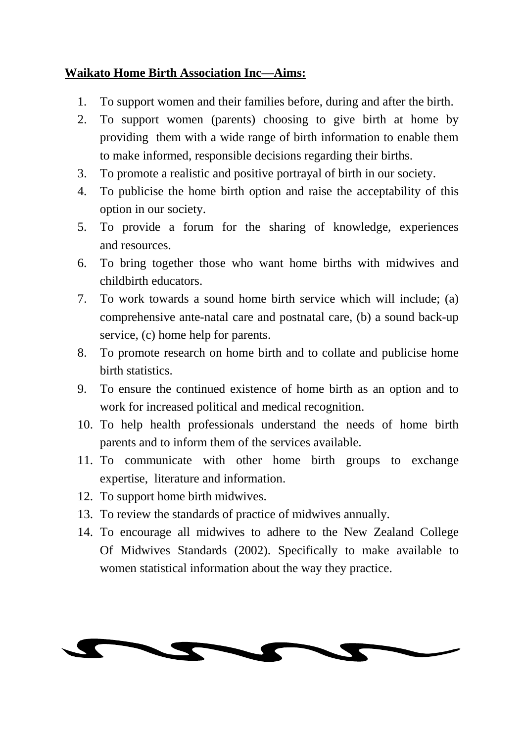**Waikato Home Birth Association Inc—Aims:**

1. To support women and their families before, during and after the birth.
2. To support women (parents) choosing to give birth at home by providing them with a wide range of birth information to enable them to make informed, responsible decisions regarding their births.
3. To promote a realistic and positive portrayal of birth in our society.
4. To publicise the home birth option and raise the acceptability of this option in our society.
5. To provide a forum for the sharing of knowledge, experiences and resources.
6. To bring together those who want home births with midwives and childbirth educators.
7. To work towards a sound home birth service which will include; (a) comprehensive ante-natal care and postnatal care, (b) a sound back-up service, (c) home help for parents.
8. To promote research on home birth and to collate and publicise home birth statistics.
9. To ensure the continued existence of home birth as an option and to work for increased political and medical recognition.
10. To help health professionals understand the needs of home birth parents and to inform them of the services available.
11. To communicate with other home birth groups to exchange expertise, literature and information.
12. To support home birth midwives.
13. To review the standards of practice of midwives annually.
14. To encourage all midwives to adhere to the New Zealand College Of Midwives Standards (2002). Specifically to make available to women statistical information about the way they practice.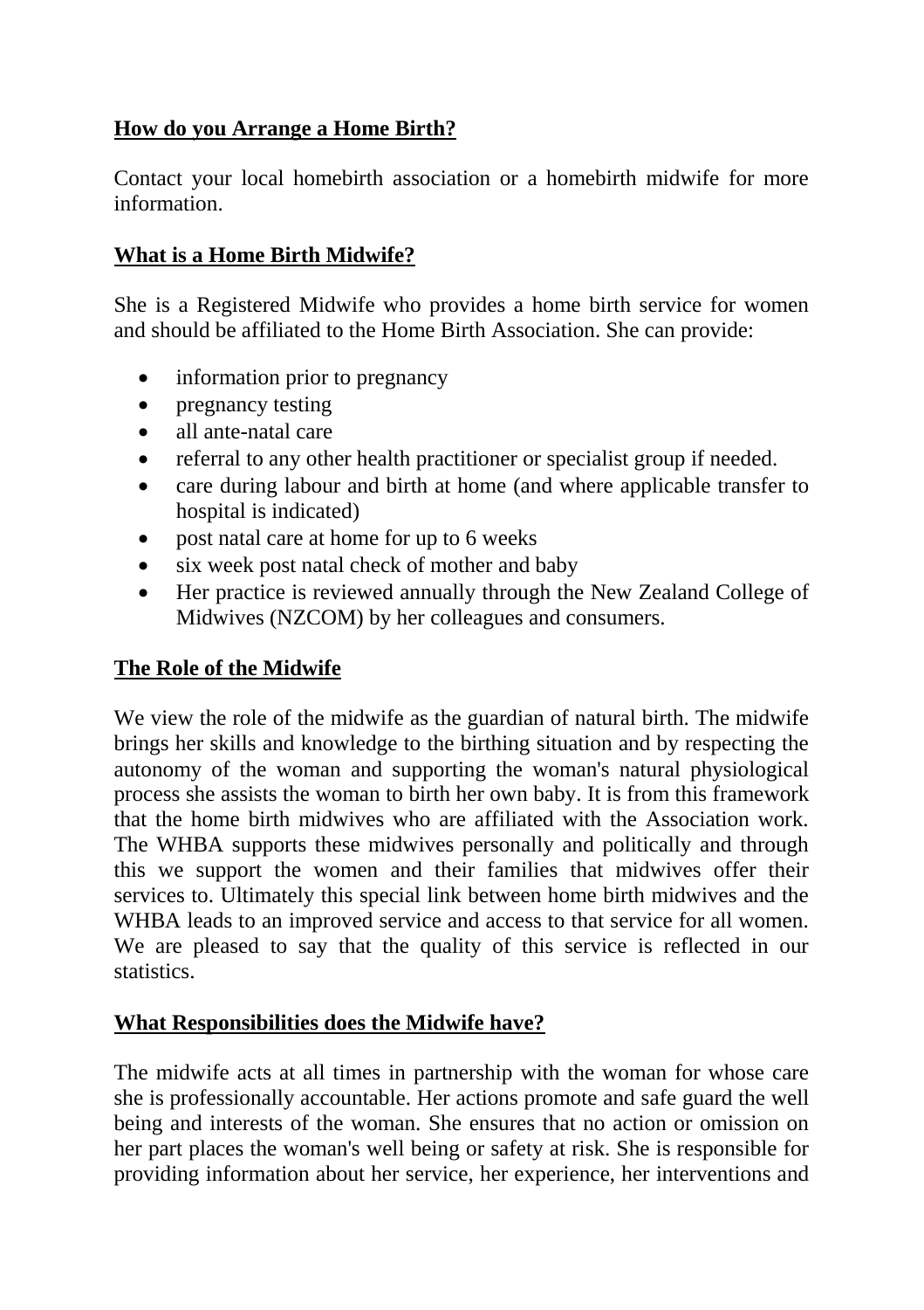## How do you Arrange a Home Birth?

Contact your local homebirth association or a homebirth midwife for more information.

## What is a Home Birth Midwife?

She is a Registered Midwife who provides a home birth service for women and should be affiliated to the Home Birth Association. She can provide:

- information prior to pregnancy
- pregnancy testing
- all ante-natal care
- referral to any other health practitioner or specialist group if needed.
- care during labour and birth at home (and where applicable transfer to hospital is indicated)
- post natal care at home for up to 6 weeks
- six week post natal check of mother and baby
- Her practice is reviewed annually through the New Zealand College of Midwives (NZCOM) by her colleagues and consumers.

## The Role of the Midwife

We view the role of the midwife as the guardian of natural birth. The midwife brings her skills and knowledge to the birthing situation and by respecting the autonomy of the woman and supporting the woman's natural physiological process she assists the woman to birth her own baby. It is from this framework that the home birth midwives who are affiliated with the Association work. The WHBA supports these midwives personally and politically and through this we support the women and their families that midwives offer their services to. Ultimately this special link between home birth midwives and the WHBA leads to an improved service and access to that service for all women. We are pleased to say that the quality of this service is reflected in our statistics.

## What Responsibilities does the Midwife have?

The midwife acts at all times in partnership with the woman for whose care she is professionally accountable. Her actions promote and safe guard the well being and interests of the woman. She ensures that no action or omission on her part places the woman's well being or safety at risk. She is responsible for providing information about her service, her experience, her interventions and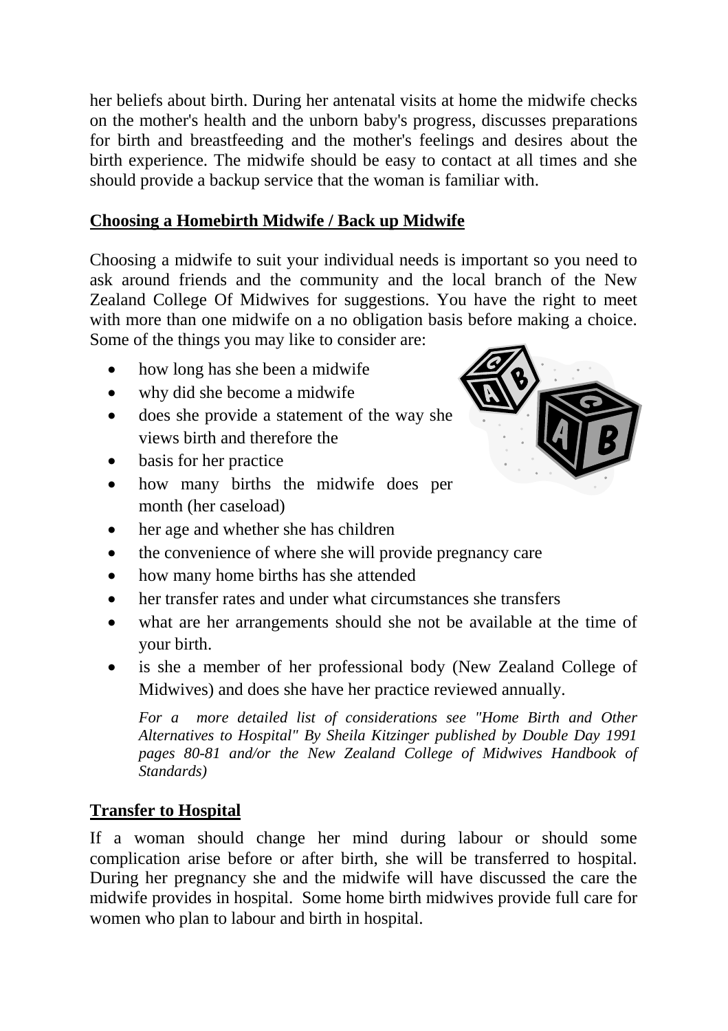her beliefs about birth. During her antenatal visits at home the midwife checks on the mother's health and the unborn baby's progress, discusses preparations for birth and breastfeeding and the mother's feelings and desires about the birth experience. The midwife should be easy to contact at all times and she should provide a backup service that the woman is familiar with.

## Choosing a Homebirth Midwife / Back up Midwife

Choosing a midwife to suit your individual needs is important so you need to ask around friends and the community and the local branch of the New Zealand College Of Midwives for suggestions. You have the right to meet with more than one midwife on a no obligation basis before making a choice. Some of the things you may like to consider are:

- how long has she been a midwife
- why did she become a midwife
- does she provide a statement of the way she views birth and therefore the
- basis for her practice
- how many births the midwife does per month (her caseload)
- her age and whether she has children
- the convenience of where she will provide pregnancy care
- how many home births has she attended
- her transfer rates and under what circumstances she transfers
- what are her arrangements should she not be available at the time of your birth.
- is she a member of her professional body (New Zealand College of Midwives) and does she have her practice reviewed annually.

*For a more detailed list of considerations see "Home Birth and Other Alternatives to Hospital" By Sheila Kitzinger published by Double Day 1991 pages 80-81 and/or the New Zealand College of Midwives Handbook of Standards)*

## Transfer to Hospital

If a woman should change her mind during labour or should some complication arise before or after birth, she will be transferred to hospital. During her pregnancy she and the midwife will have discussed the care the midwife provides in hospital. Some home birth midwives provide full care for women who plan to labour and birth in hospital.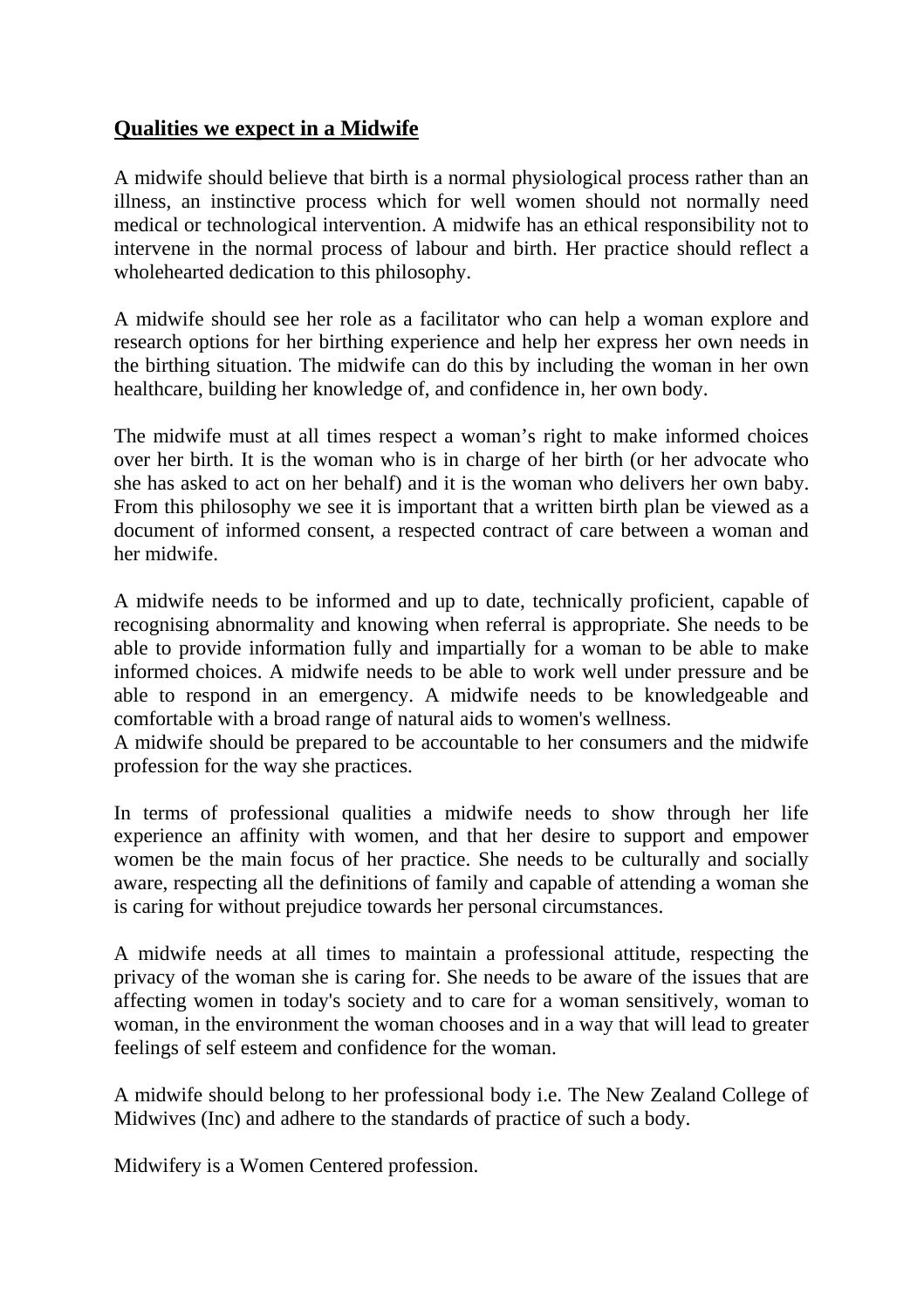## Qualities we expect in a Midwife

A midwife should believe that birth is a normal physiological process rather than an illness, an instinctive process which for well women should not normally need medical or technological intervention. A midwife has an ethical responsibility not to intervene in the normal process of labour and birth. Her practice should reflect a wholehearted dedication to this philosophy.

A midwife should see her role as a facilitator who can help a woman explore and research options for her birthing experience and help her express her own needs in the birthing situation. The midwife can do this by including the woman in her own healthcare, building her knowledge of, and confidence in, her own body.

The midwife must at all times respect a woman's right to make informed choices over her birth. It is the woman who is in charge of her birth (or her advocate who she has asked to act on her behalf) and it is the woman who delivers her own baby. From this philosophy we see it is important that a written birth plan be viewed as a document of informed consent, a respected contract of care between a woman and her midwife.

A midwife needs to be informed and up to date, technically proficient, capable of recognising abnormality and knowing when referral is appropriate. She needs to be able to provide information fully and impartially for a woman to be able to make informed choices. A midwife needs to be able to work well under pressure and be able to respond in an emergency. A midwife needs to be knowledgeable and comfortable with a broad range of natural aids to women's wellness.
A midwife should be prepared to be accountable to her consumers and the midwife profession for the way she practices.

In terms of professional qualities a midwife needs to show through her life experience an affinity with women, and that her desire to support and empower women be the main focus of her practice. She needs to be culturally and socially aware, respecting all the definitions of family and capable of attending a woman she is caring for without prejudice towards her personal circumstances.

A midwife needs at all times to maintain a professional attitude, respecting the privacy of the woman she is caring for. She needs to be aware of the issues that are affecting women in today's society and to care for a woman sensitively, woman to woman, in the environment the woman chooses and in a way that will lead to greater feelings of self esteem and confidence for the woman.

A midwife should belong to her professional body i.e. The New Zealand College of Midwives (Inc) and adhere to the standards of practice of such a body.

Midwifery is a Women Centered profession.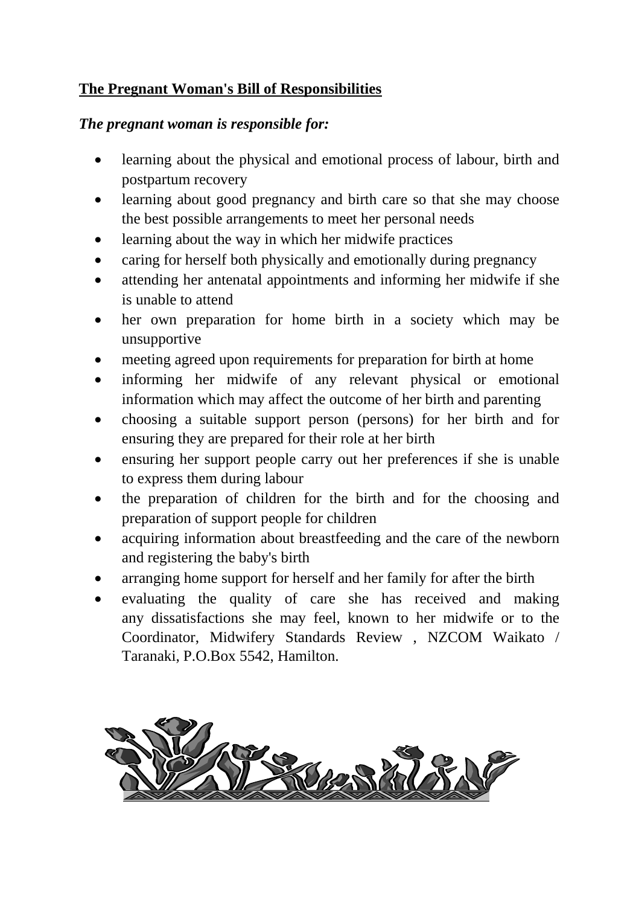**The Pregnant Woman's Bill of Responsibilities**

***The pregnant woman is responsible for:***

- learning about the physical and emotional process of labour, birth and postpartum recovery
- learning about good pregnancy and birth care so that she may choose the best possible arrangements to meet her personal needs
- learning about the way in which her midwife practices
- caring for herself both physically and emotionally during pregnancy
- attending her antenatal appointments and informing her midwife if she is unable to attend
- her own preparation for home birth in a society which may be unsupportive
- meeting agreed upon requirements for preparation for birth at home
- informing her midwife of any relevant physical or emotional information which may affect the outcome of her birth and parenting
- choosing a suitable support person (persons) for her birth and for ensuring they are prepared for their role at her birth
- ensuring her support people carry out her preferences if she is unable to express them during labour
- the preparation of children for the birth and for the choosing and preparation of support people for children
- acquiring information about breastfeeding and the care of the newborn and registering the baby's birth
- arranging home support for herself and her family for after the birth
- evaluating the quality of care she has received and making any dissatisfactions she may feel, known to her midwife or to the Coordinator, Midwifery Standards Review , NZCOM Waikato / Taranaki, P.O.Box 5542, Hamilton.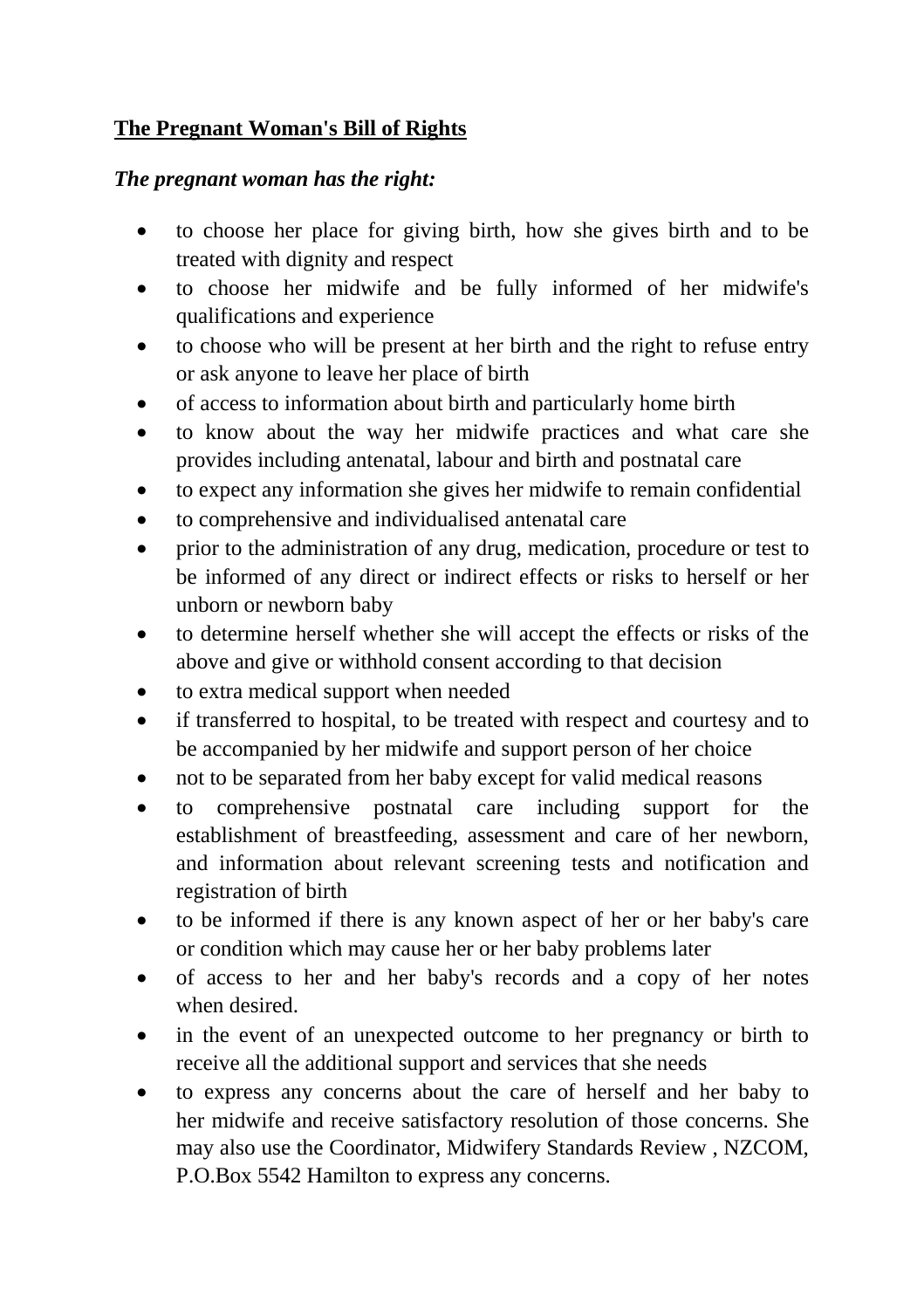**The Pregnant Woman's Bill of Rights**

***The pregnant woman has the right:***

- to choose her place for giving birth, how she gives birth and to be treated with dignity and respect
- to choose her midwife and be fully informed of her midwife's qualifications and experience
- to choose who will be present at her birth and the right to refuse entry or ask anyone to leave her place of birth
- of access to information about birth and particularly home birth
- to know about the way her midwife practices and what care she provides including antenatal, labour and birth and postnatal care
- to expect any information she gives her midwife to remain confidential
- to comprehensive and individualised antenatal care
- prior to the administration of any drug, medication, procedure or test to be informed of any direct or indirect effects or risks to herself or her unborn or newborn baby
- to determine herself whether she will accept the effects or risks of the above and give or withhold consent according to that decision
- to extra medical support when needed
- if transferred to hospital, to be treated with respect and courtesy and to be accompanied by her midwife and support person of her choice
- not to be separated from her baby except for valid medical reasons
- to comprehensive postnatal care including support for the establishment of breastfeeding, assessment and care of her newborn, and information about relevant screening tests and notification and registration of birth
- to be informed if there is any known aspect of her or her baby's care or condition which may cause her or her baby problems later
- of access to her and her baby's records and a copy of her notes when desired.
- in the event of an unexpected outcome to her pregnancy or birth to receive all the additional support and services that she needs
- to express any concerns about the care of herself and her baby to her midwife and receive satisfactory resolution of those concerns. She may also use the Coordinator, Midwifery Standards Review , NZCOM, P.O.Box 5542 Hamilton to express any concerns.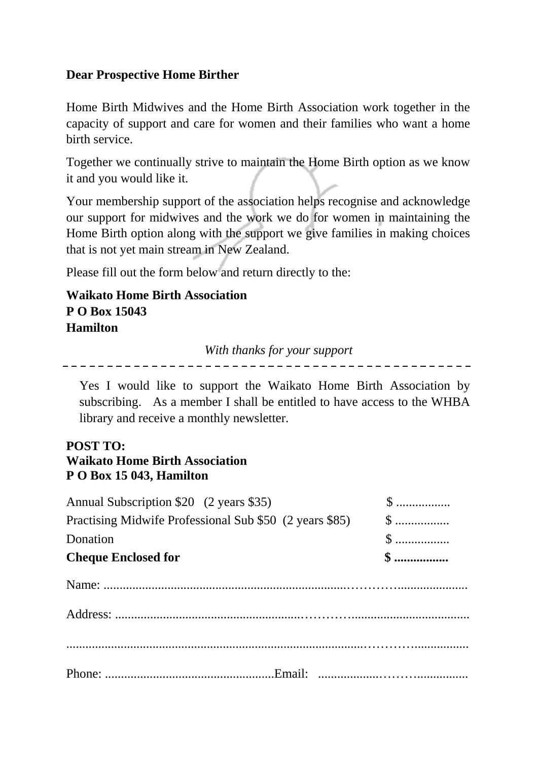**Dear Prospective Home Birther**

Home Birth Midwives and the Home Birth Association work together in the capacity of support and care for women and their families who want a home birth service.

Together we continually strive to maintain the Home Birth option as we know it and you would like it.

Your membership support of the association helps recognise and acknowledge our support for midwives and the work we do for women in maintaining the Home Birth option along with the support we give families in making choices that is not yet main stream in New Zealand.

Please fill out the form below and return directly to the:

**Waikato Home Birth Association**
**P O Box 15043**
**Hamilton**

*With thanks for your support*

---

Yes I would like to support the Waikato Home Birth Association by subscribing. As a member I shall be entitled to have access to the WHBA library and receive a monthly newsletter.

**POST TO:**
**Waikato Home Birth Association**
**P O Box 15 043, Hamilton**

| | |
|---|---|
| Annual Subscription $20 (2 years $35) | $ ................ |
| Practising Midwife Professional Sub $50 (2 years $85) | $ ................ |
| Donation | $ ................ |
| **Cheque Enclosed for** | **$ ................** |

Name: ..................................................................................................................

Address: ...............................................................................................................

..............................................................................................................................

Phone: ....................................................Email: ..............................................